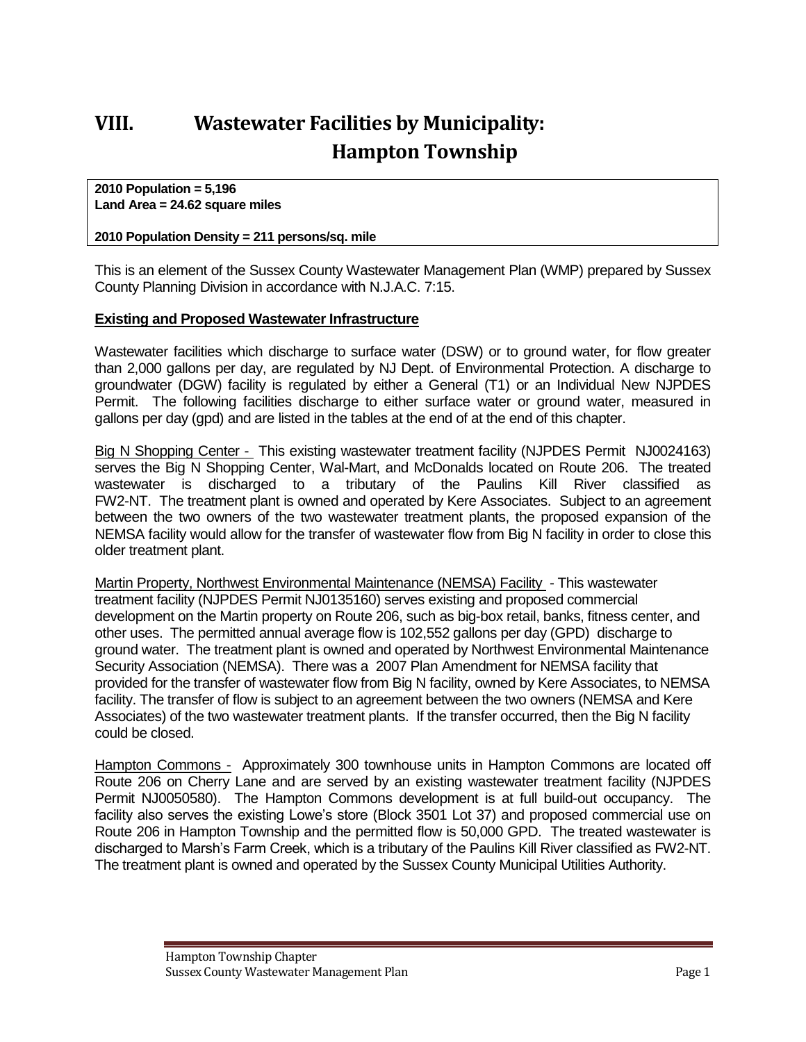# VIII. Wastewater Facilities by Municipality: Hampton Township

**2010 Population = 5,196**
**Land Area = 24.62 square miles**

**2010 Population Density = 211 persons/sq. mile**

This is an element of the Sussex County Wastewater Management Plan (WMP) prepared by Sussex County Planning Division in accordance with N.J.A.C. 7:15.

## Existing and Proposed Wastewater Infrastructure

Wastewater facilities which discharge to surface water (DSW) or to ground water, for flow greater than 2,000 gallons per day, are regulated by NJ Dept. of Environmental Protection. A discharge to groundwater (DGW) facility is regulated by either a General (T1) or an Individual New NJPDES Permit. The following facilities discharge to either surface water or ground water, measured in gallons per day (gpd) and are listed in the tables at the end of at the end of this chapter.

Big N Shopping Center - This existing wastewater treatment facility (NJPDES Permit NJ0024163) serves the Big N Shopping Center, Wal-Mart, and McDonalds located on Route 206. The treated wastewater is discharged to a tributary of the Paulins Kill River classified as FW2-NT. The treatment plant is owned and operated by Kere Associates. Subject to an agreement between the two owners of the two wastewater treatment plants, the proposed expansion of the NEMSA facility would allow for the transfer of wastewater flow from Big N facility in order to close this older treatment plant.

Martin Property, Northwest Environmental Maintenance (NEMSA) Facility - This wastewater treatment facility (NJPDES Permit NJ0135160) serves existing and proposed commercial development on the Martin property on Route 206, such as big-box retail, banks, fitness center, and other uses. The permitted annual average flow is 102,552 gallons per day (GPD) discharge to ground water. The treatment plant is owned and operated by Northwest Environmental Maintenance Security Association (NEMSA). There was a 2007 Plan Amendment for NEMSA facility that provided for the transfer of wastewater flow from Big N facility, owned by Kere Associates, to NEMSA facility. The transfer of flow is subject to an agreement between the two owners (NEMSA and Kere Associates) of the two wastewater treatment plants. If the transfer occurred, then the Big N facility could be closed.

Hampton Commons - Approximately 300 townhouse units in Hampton Commons are located off Route 206 on Cherry Lane and are served by an existing wastewater treatment facility (NJPDES Permit NJ0050580). The Hampton Commons development is at full build-out occupancy. The facility also serves the existing Lowe's store (Block 3501 Lot 37) and proposed commercial use on Route 206 in Hampton Township and the permitted flow is 50,000 GPD. The treated wastewater is discharged to Marsh's Farm Creek, which is a tributary of the Paulins Kill River classified as FW2-NT. The treatment plant is owned and operated by the Sussex County Municipal Utilities Authority.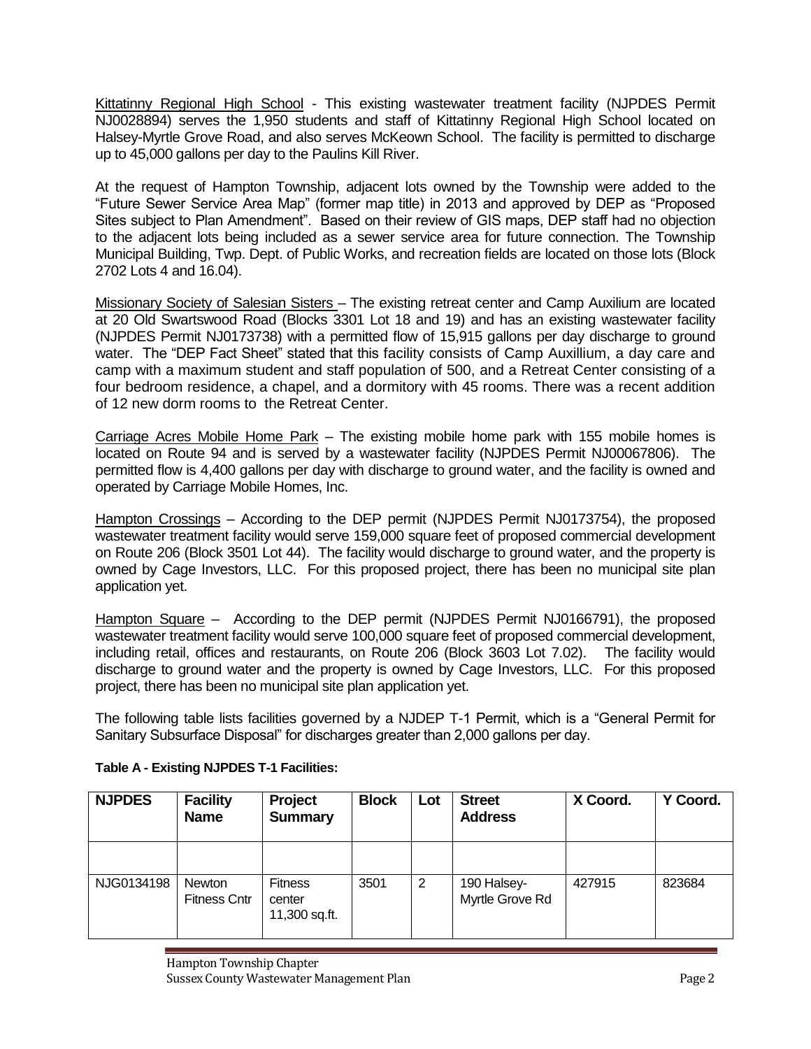Kittatinny Regional High School - This existing wastewater treatment facility (NJPDES Permit NJ0028894) serves the 1,950 students and staff of Kittatinny Regional High School located on Halsey-Myrtle Grove Road, and also serves McKeown School. The facility is permitted to discharge up to 45,000 gallons per day to the Paulins Kill River.

At the request of Hampton Township, adjacent lots owned by the Township were added to the "Future Sewer Service Area Map" (former map title) in 2013 and approved by DEP as "Proposed Sites subject to Plan Amendment". Based on their review of GIS maps, DEP staff had no objection to the adjacent lots being included as a sewer service area for future connection. The Township Municipal Building, Twp. Dept. of Public Works, and recreation fields are located on those lots (Block 2702 Lots 4 and 16.04).

Missionary Society of Salesian Sisters – The existing retreat center and Camp Auxilium are located at 20 Old Swartswood Road (Blocks 3301 Lot 18 and 19) and has an existing wastewater facility (NJPDES Permit NJ0173738) with a permitted flow of 15,915 gallons per day discharge to ground water. The "DEP Fact Sheet" stated that this facility consists of Camp Auxillium, a day care and camp with a maximum student and staff population of 500, and a Retreat Center consisting of a four bedroom residence, a chapel, and a dormitory with 45 rooms. There was a recent addition of 12 new dorm rooms to the Retreat Center.

Carriage Acres Mobile Home Park – The existing mobile home park with 155 mobile homes is located on Route 94 and is served by a wastewater facility (NJPDES Permit NJ00067806). The permitted flow is 4,400 gallons per day with discharge to ground water, and the facility is owned and operated by Carriage Mobile Homes, Inc.

Hampton Crossings – According to the DEP permit (NJPDES Permit NJ0173754), the proposed wastewater treatment facility would serve 159,000 square feet of proposed commercial development on Route 206 (Block 3501 Lot 44). The facility would discharge to ground water, and the property is owned by Cage Investors, LLC. For this proposed project, there has been no municipal site plan application yet.

Hampton Square – According to the DEP permit (NJPDES Permit NJ0166791), the proposed wastewater treatment facility would serve 100,000 square feet of proposed commercial development, including retail, offices and restaurants, on Route 206 (Block 3603 Lot 7.02). The facility would discharge to ground water and the property is owned by Cage Investors, LLC. For this proposed project, there has been no municipal site plan application yet.

The following table lists facilities governed by a NJDEP T-1 Permit, which is a "General Permit for Sanitary Subsurface Disposal" for discharges greater than 2,000 gallons per day.

**Table A - Existing NJPDES T-1 Facilities:**

| NJPDES | Facility Name | Project Summary | Block | Lot | Street Address | X Coord. | Y Coord. |
|---|---|---|---|---|---|---|---|
| | | | | | | | |
| NJG0134198 | Newton Fitness Cntr | Fitness center 11,300 sq.ft. | 3501 | 2 | 190 Halsey-Myrtle Grove Rd | 427915 | 823684 |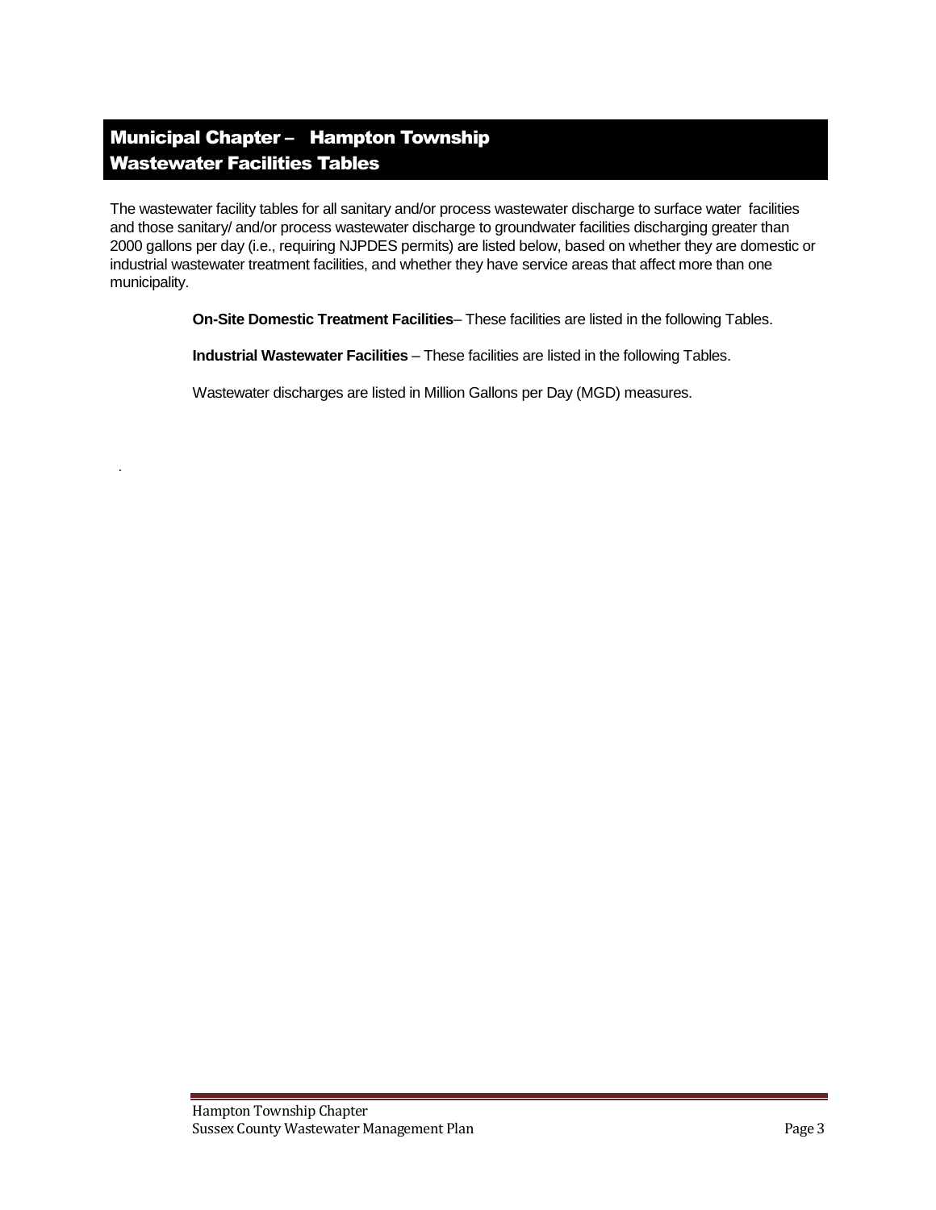# Municipal Chapter – Hampton Township
# Wastewater Facilities Tables

The wastewater facility tables for all sanitary and/or process wastewater discharge to surface water facilities and those sanitary/ and/or process wastewater discharge to groundwater facilities discharging greater than 2000 gallons per day (i.e., requiring NJPDES permits) are listed below, based on whether they are domestic or industrial wastewater treatment facilities, and whether they have service areas that affect more than one municipality.

**On-Site Domestic Treatment Facilities**– These facilities are listed in the following Tables.

**Industrial Wastewater Facilities** – These facilities are listed in the following Tables.

Wastewater discharges are listed in Million Gallons per Day (MGD) measures.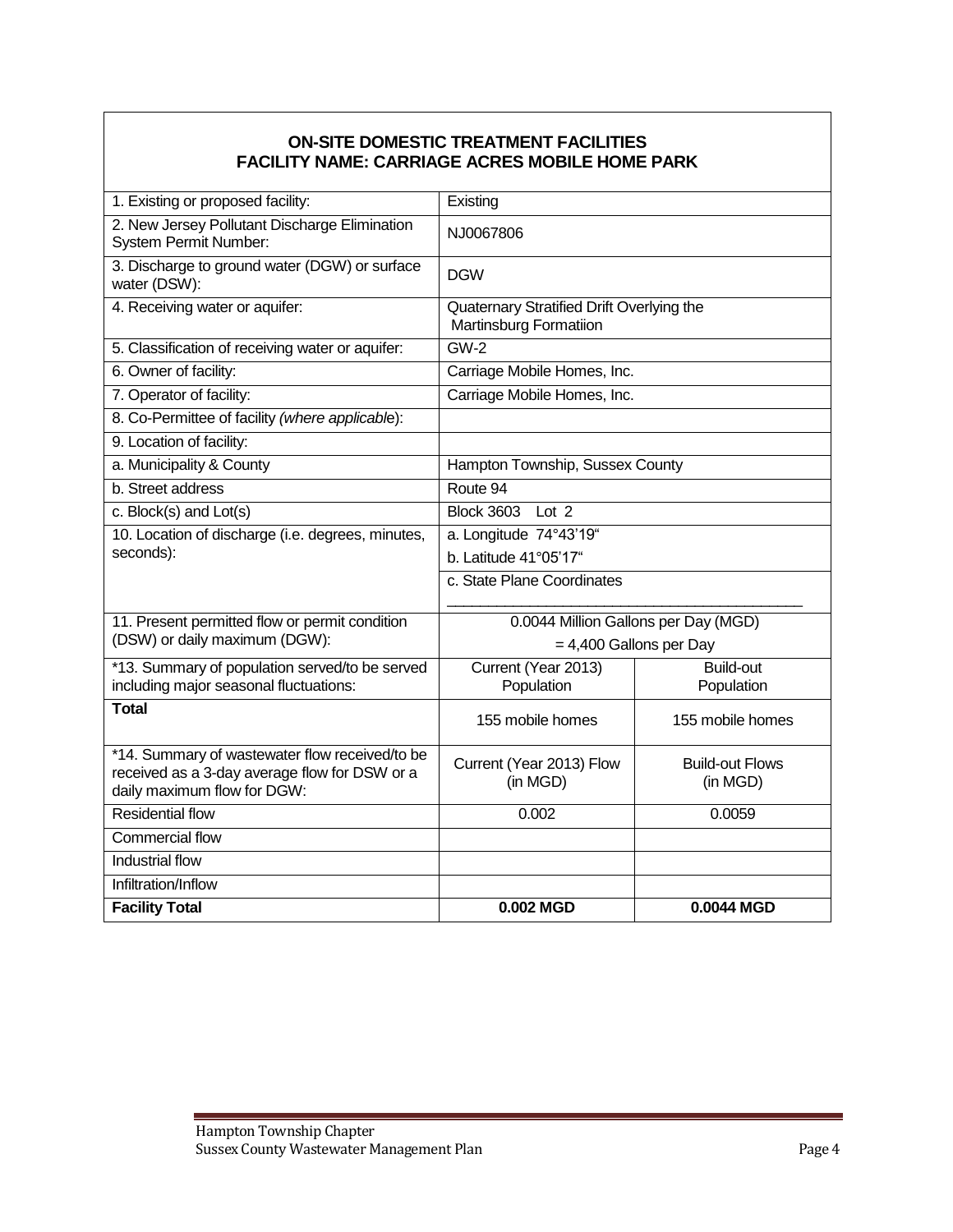**ON-SITE DOMESTIC TREATMENT FACILITIES**
**FACILITY NAME: CARRIAGE ACRES MOBILE HOME PARK**

| | | |
|---|---|---|
| 1. Existing or proposed facility: | Existing | |
| 2. New Jersey Pollutant Discharge Elimination System Permit Number: | NJ0067806 | |
| 3. Discharge to ground water (DGW) or surface water (DSW): | DGW | |
| 4. Receiving water or aquifer: | Quaternary Stratified Drift Overlying the Martinsburg Formatiion | |
| 5. Classification of receiving water or aquifer: | GW-2 | |
| 6. Owner of facility: | Carriage Mobile Homes, Inc. | |
| 7. Operator of facility: | Carriage Mobile Homes, Inc. | |
| 8. Co-Permittee of facility *(where applicable)*: | | |
| 9. Location of facility: | | |
| a. Municipality & County | Hampton Township, Sussex County | |
| b. Street address | Route 94 | |
| c. Block(s) and Lot(s) | Block 3603 Lot 2 | |
| 10. Location of discharge (i.e. degrees, minutes, seconds): | a. Longitude 74°43'19" <br> b. Latitude 41°05'17" <br> c. State Plane Coordinates ________________ | |
| 11. Present permitted flow or permit condition (DSW) or daily maximum (DGW): | 0.0044 Million Gallons per Day (MGD) <br> = 4,400 Gallons per Day | |
| *13. Summary of population served/to be served including major seasonal fluctuations: | Current (Year 2013) Population | Build-out Population |
| **Total** | 155 mobile homes | 155 mobile homes |
| *14. Summary of wastewater flow received/to be received as a 3-day average flow for DSW or a daily maximum flow for DGW: | Current (Year 2013) Flow (in MGD) | Build-out Flows (in MGD) |
| Residential flow | 0.002 | 0.0059 |
| Commercial flow | | |
| Industrial flow | | |
| Infiltration/Inflow | | |
| **Facility Total** | **0.002 MGD** | **0.0044 MGD** |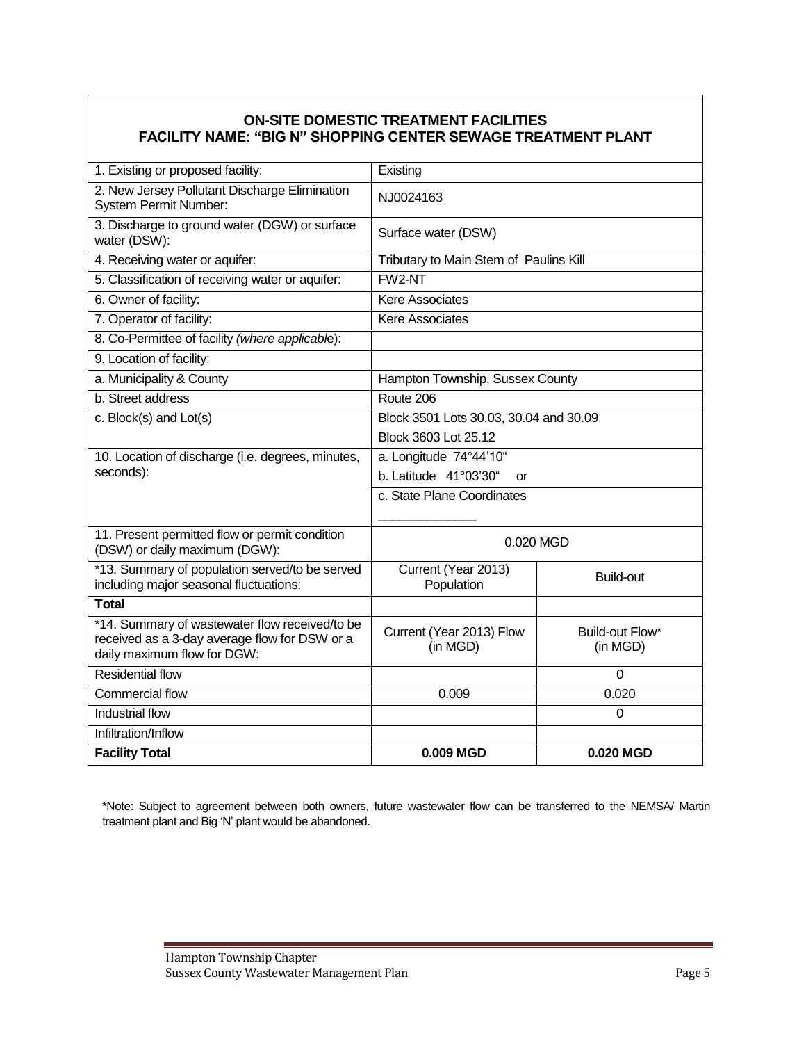## ON-SITE DOMESTIC TREATMENT FACILITIES
## FACILITY NAME: "BIG N" SHOPPING CENTER SEWAGE TREATMENT PLANT

| | | |
|---|---|---|
| 1. Existing or proposed facility: | Existing | |
| 2. New Jersey Pollutant Discharge Elimination System Permit Number: | NJ0024163 | |
| 3. Discharge to ground water (DGW) or surface water (DSW): | Surface water (DSW) | |
| 4. Receiving water or aquifer: | Tributary to Main Stem of Paulins Kill | |
| 5. Classification of receiving water or aquifer: | FW2-NT | |
| 6. Owner of facility: | Kere Associates | |
| 7. Operator of facility: | Kere Associates | |
| 8. Co-Permittee of facility *(where applicable)*: | | |
| 9. Location of facility: | | |
| a. Municipality & County | Hampton Township, Sussex County | |
| b. Street address | Route 206 | |
| c. Block(s) and Lot(s) | Block 3501 Lots 30.03, 30.04 and 30.09<br>Block 3603 Lot 25.12 | |
| 10. Location of discharge (i.e. degrees, minutes, seconds): | a. Longitude 74°44'10"<br>b. Latitude 41°03'30" or<br>c. State Plane Coordinates<br>______________ | |
| 11. Present permitted flow or permit condition (DSW) or daily maximum (DGW): | 0.020 MGD | |
| *13. Summary of population served/to be served including major seasonal fluctuations: | Current (Year 2013) Population | Build-out |
| **Total** | | |
| *14. Summary of wastewater flow received/to be received as a 3-day average flow for DSW or a daily maximum flow for DGW: | Current (Year 2013) Flow (in MGD) | Build-out Flow* (in MGD) |
| Residential flow | | 0 |
| Commercial flow | 0.009 | 0.020 |
| Industrial flow | | 0 |
| Infiltration/Inflow | | |
| **Facility Total** | **0.009 MGD** | **0.020 MGD** |

*Note: Subject to agreement between both owners, future wastewater flow can be transferred to the NEMSA/ Martin treatment plant and Big 'N' plant would be abandoned.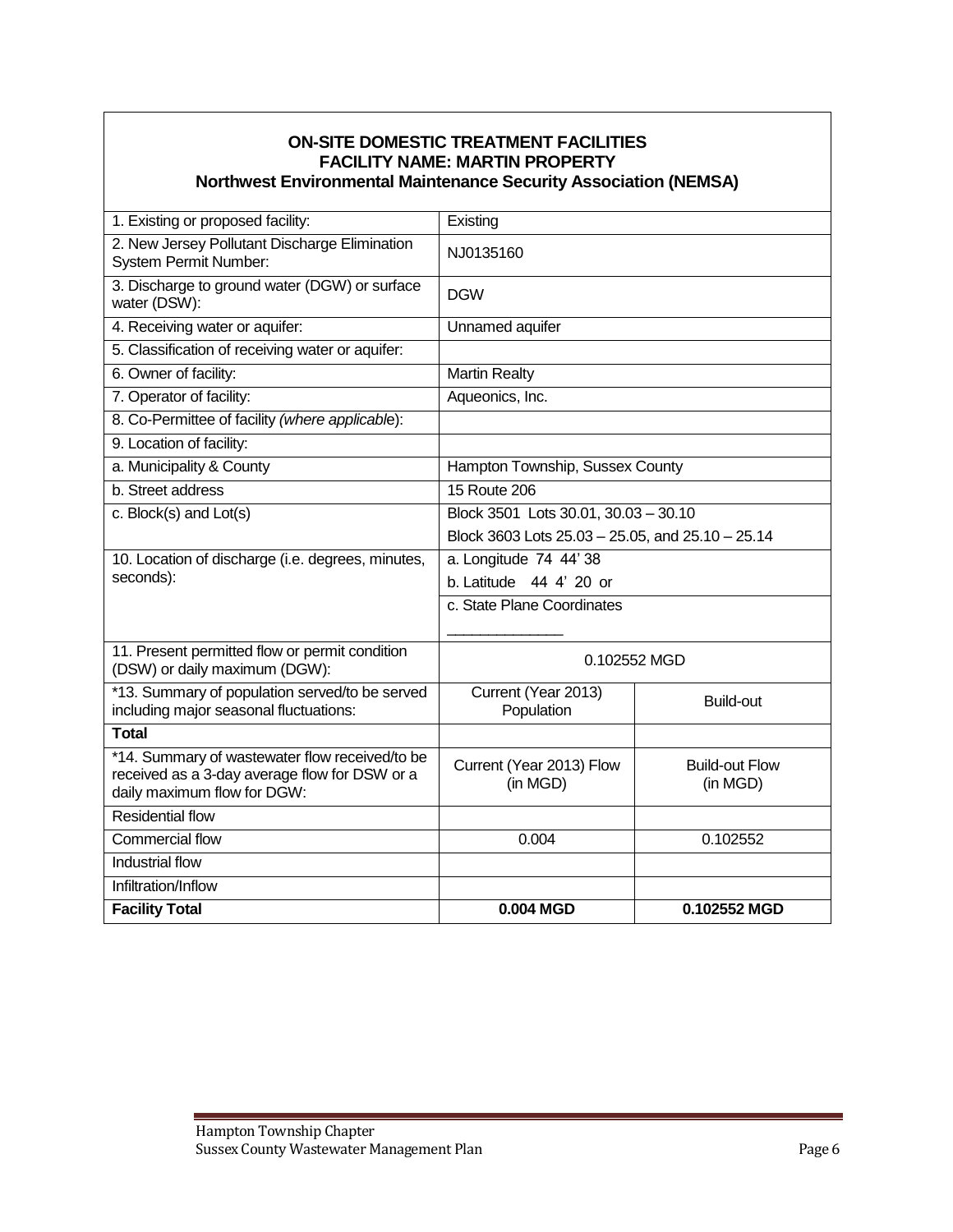**ON-SITE DOMESTIC TREATMENT FACILITIES**
**FACILITY NAME: MARTIN PROPERTY**
**Northwest Environmental Maintenance Security Association (NEMSA)**

| | | |
|---|---|---|
| 1. Existing or proposed facility: | Existing | |
| 2. New Jersey Pollutant Discharge Elimination System Permit Number: | NJ0135160 | |
| 3. Discharge to ground water (DGW) or surface water (DSW): | DGW | |
| 4. Receiving water or aquifer: | Unnamed aquifer | |
| 5. Classification of receiving water or aquifer: | | |
| 6. Owner of facility: | Martin Realty | |
| 7. Operator of facility: | Aqueonics, Inc. | |
| 8. Co-Permittee of facility *(where applicable*): | | |
| 9. Location of facility: | | |
| a. Municipality & County | Hampton Township, Sussex County | |
| b. Street address | 15 Route 206 | |
| c. Block(s) and Lot(s) | Block 3501 Lots 30.01, 30.03 – 30.10 | |
| | Block 3603 Lots 25.03 – 25.05, and 25.10 – 25.14 | |
| 10. Location of discharge (i.e. degrees, minutes, seconds): | a. Longitude 74 44' 38 | |
| | b. Latitude 44 4' 20 or | |
| | c. State Plane Coordinates ______________ | |
| 11. Present permitted flow or permit condition (DSW) or daily maximum (DGW): | 0.102552 MGD | |
| *13. Summary of population served/to be served including major seasonal fluctuations: | Current (Year 2013) Population | Build-out |
| **Total** | | |
| *14. Summary of wastewater flow received/to be received as a 3-day average flow for DSW or a daily maximum flow for DGW: | Current (Year 2013) Flow (in MGD) | Build-out Flow (in MGD) |
| Residential flow | | |
| Commercial flow | 0.004 | 0.102552 |
| Industrial flow | | |
| Infiltration/Inflow | | |
| **Facility Total** | **0.004 MGD** | **0.102552 MGD** |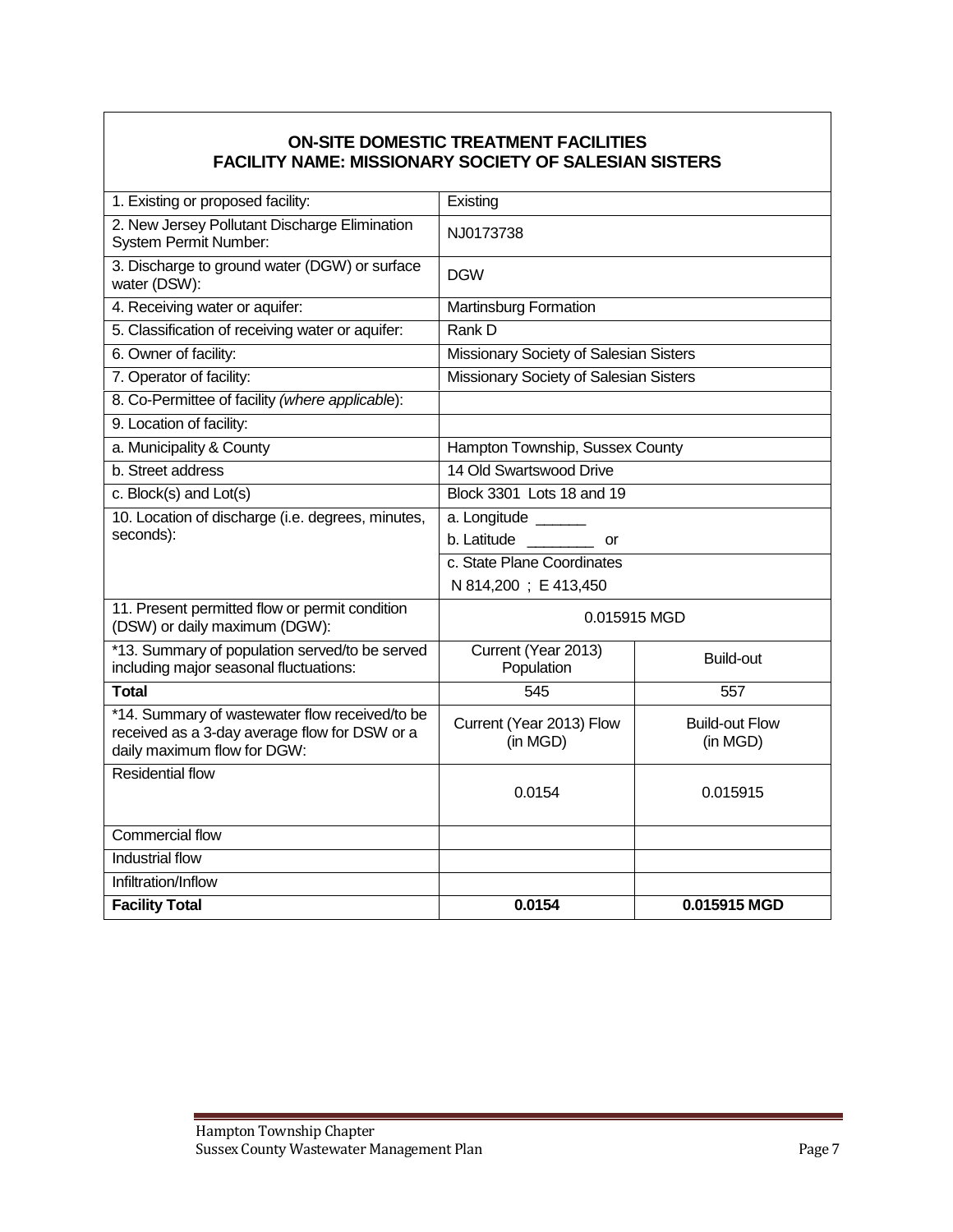## ON-SITE DOMESTIC TREATMENT FACILITIES
## FACILITY NAME: MISSIONARY SOCIETY OF SALESIAN SISTERS

| | | |
|---|---|---|
| 1. Existing or proposed facility: | Existing | |
| 2. New Jersey Pollutant Discharge Elimination System Permit Number: | NJ0173738 | |
| 3. Discharge to ground water (DGW) or surface water (DSW): | DGW | |
| 4. Receiving water or aquifer: | Martinsburg Formation | |
| 5. Classification of receiving water or aquifer: | Rank D | |
| 6. Owner of facility: | Missionary Society of Salesian Sisters | |
| 7. Operator of facility: | Missionary Society of Salesian Sisters | |
| 8. Co-Permittee of facility *(where applicable)*: | | |
| 9. Location of facility: | | |
| a. Municipality & County | Hampton Township, Sussex County | |
| b. Street address | 14 Old Swartswood Drive | |
| c. Block(s) and Lot(s) | Block 3301 Lots 18 and 19 | |
| 10. Location of discharge (i.e. degrees, minutes, seconds): | a. Longitude ______<br>b. Latitude ________ or<br>c. State Plane Coordinates<br>N 814,200 ; E 413,450 | |
| 11. Present permitted flow or permit condition (DSW) or daily maximum (DGW): | 0.015915 MGD | |
| *13. Summary of population served/to be served including major seasonal fluctuations: | Current (Year 2013) Population | Build-out |
| **Total** | 545 | 557 |
| *14. Summary of wastewater flow received/to be received as a 3-day average flow for DSW or a daily maximum flow for DGW: | Current (Year 2013) Flow (in MGD) | Build-out Flow (in MGD) |
| Residential flow | 0.0154 | 0.015915 |
| Commercial flow | | |
| Industrial flow | | |
| Infiltration/Inflow | | |
| **Facility Total** | **0.0154** | **0.015915 MGD** |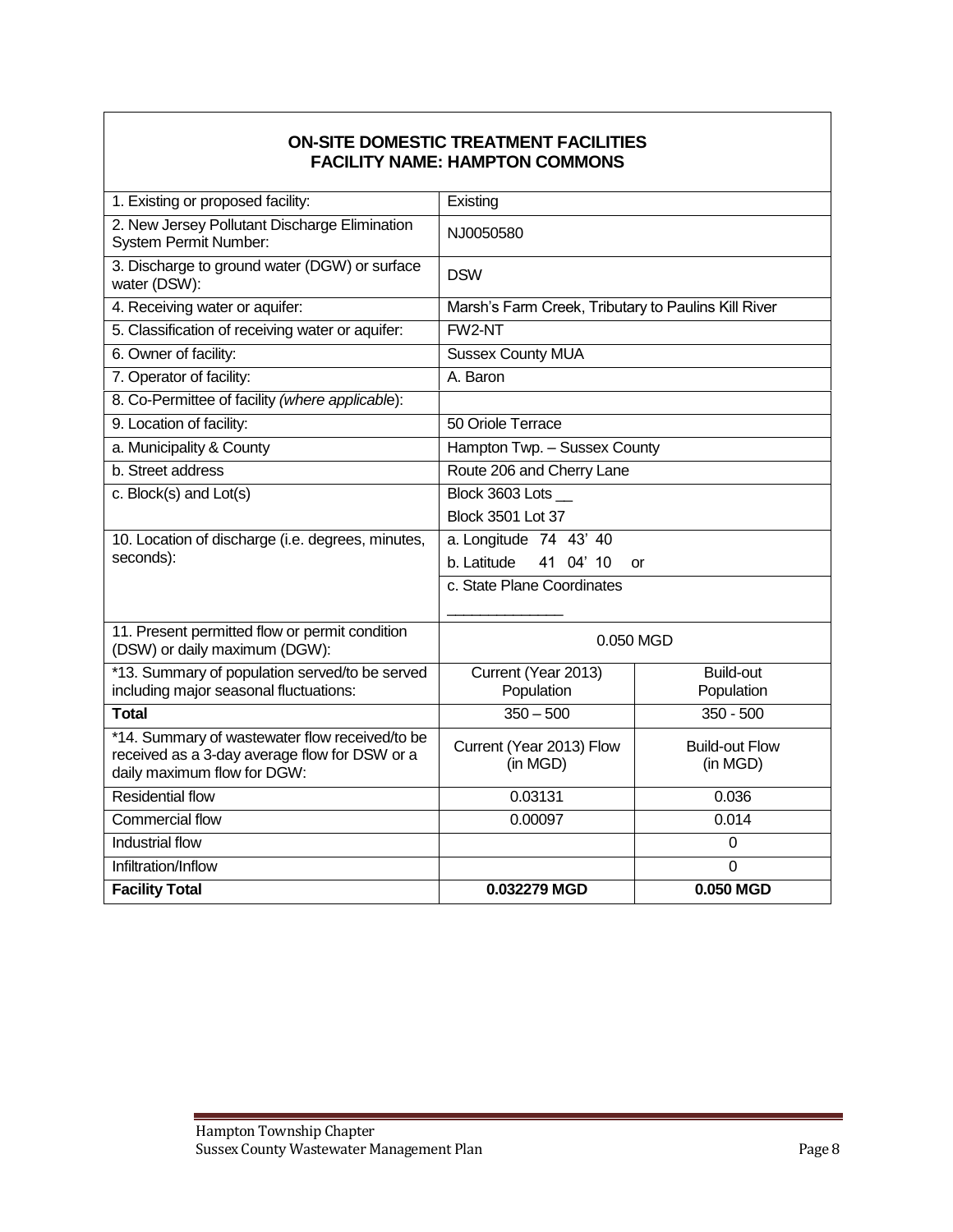**ON-SITE DOMESTIC TREATMENT FACILITIES**
**FACILITY NAME: HAMPTON COMMONS**

| | | |
|---|---|---|
| 1. Existing or proposed facility: | Existing | |
| 2. New Jersey Pollutant Discharge Elimination System Permit Number: | NJ0050580 | |
| 3. Discharge to ground water (DGW) or surface water (DSW): | DSW | |
| 4. Receiving water or aquifer: | Marsh's Farm Creek, Tributary to Paulins Kill River | |
| 5. Classification of receiving water or aquifer: | FW2-NT | |
| 6. Owner of facility: | Sussex County MUA | |
| 7. Operator of facility: | A. Baron | |
| 8. Co-Permittee of facility *(where applicable)*: | | |
| 9. Location of facility: | 50 Oriole Terrace | |
| a. Municipality & County | Hampton Twp. – Sussex County | |
| b. Street address | Route 206 and Cherry Lane | |
| c. Block(s) and Lot(s) | Block 3603 Lots __<br>Block 3501 Lot 37 | |
| 10. Location of discharge (i.e. degrees, minutes, seconds): | a. Longitude 74 43' 40<br>b. Latitude 41 04' 10 or<br>c. State Plane Coordinates ______________ | |
| 11. Present permitted flow or permit condition (DSW) or daily maximum (DGW): | 0.050 MGD | |
| *13. Summary of population served/to be served including major seasonal fluctuations: | Current (Year 2013) Population | Build-out Population |
| **Total** | 350 – 500 | 350 - 500 |
| *14. Summary of wastewater flow received/to be received as a 3-day average flow for DSW or a daily maximum flow for DGW: | Current (Year 2013) Flow (in MGD) | Build-out Flow (in MGD) |
| Residential flow | 0.03131 | 0.036 |
| Commercial flow | 0.00097 | 0.014 |
| Industrial flow | | 0 |
| Infiltration/Inflow | | 0 |
| **Facility Total** | **0.032279 MGD** | **0.050 MGD** |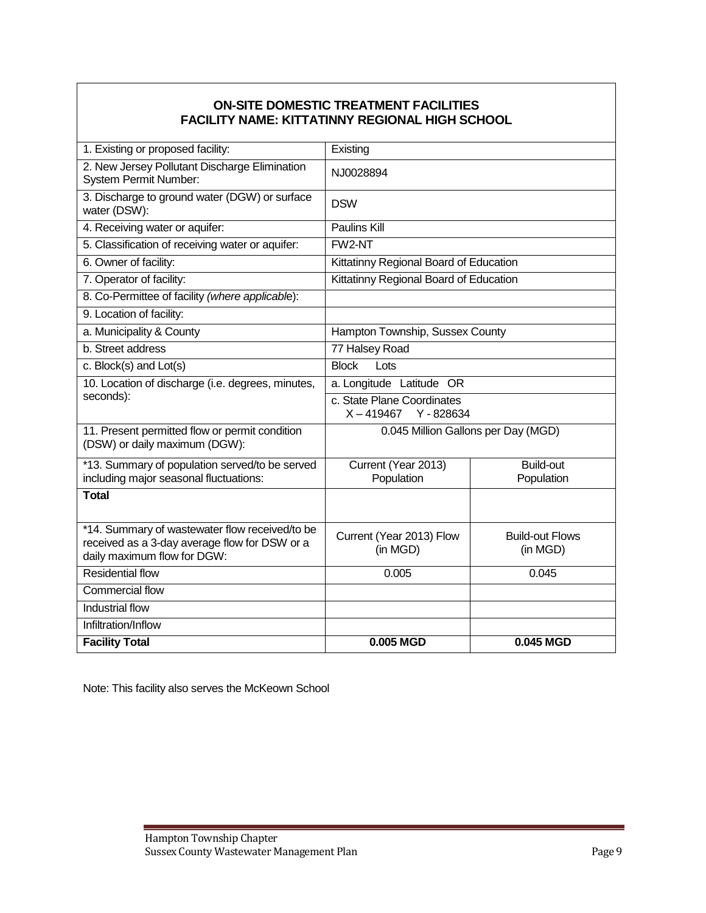## ON-SITE DOMESTIC TREATMENT FACILITIES
## FACILITY NAME: KITTATINNY REGIONAL HIGH SCHOOL

| | | |
|---|---|---|
| 1. Existing or proposed facility: | Existing | |
| 2. New Jersey Pollutant Discharge Elimination System Permit Number: | NJ0028894 | |
| 3. Discharge to ground water (DGW) or surface water (DSW): | DSW | |
| 4. Receiving water or aquifer: | Paulins Kill | |
| 5. Classification of receiving water or aquifer: | FW2-NT | |
| 6. Owner of facility: | Kittatinny Regional Board of Education | |
| 7. Operator of facility: | Kittatinny Regional Board of Education | |
| 8. Co-Permittee of facility *(where applicable)*: | | |
| 9. Location of facility: | | |
| a. Municipality & County | Hampton Township, Sussex County | |
| b. Street address | 77 Halsey Road | |
| c. Block(s) and Lot(s) | Block Lots | |
| 10. Location of discharge (i.e. degrees, minutes, seconds): | a. Longitude Latitude OR | |
| | c. State Plane Coordinates X – 419467 Y - 828634 | |
| 11. Present permitted flow or permit condition (DSW) or daily maximum (DGW): | 0.045 Million Gallons per Day (MGD) | |
| *13. Summary of population served/to be served including major seasonal fluctuations: | Current (Year 2013) Population | Build-out Population |
| **Total** | | |
| *14. Summary of wastewater flow received/to be received as a 3-day average flow for DSW or a daily maximum flow for DGW: | Current (Year 2013) Flow (in MGD) | Build-out Flows (in MGD) |
| Residential flow | 0.005 | 0.045 |
| Commercial flow | | |
| Industrial flow | | |
| Infiltration/Inflow | | |
| **Facility Total** | **0.005 MGD** | **0.045 MGD** |

Note: This facility also serves the McKeown School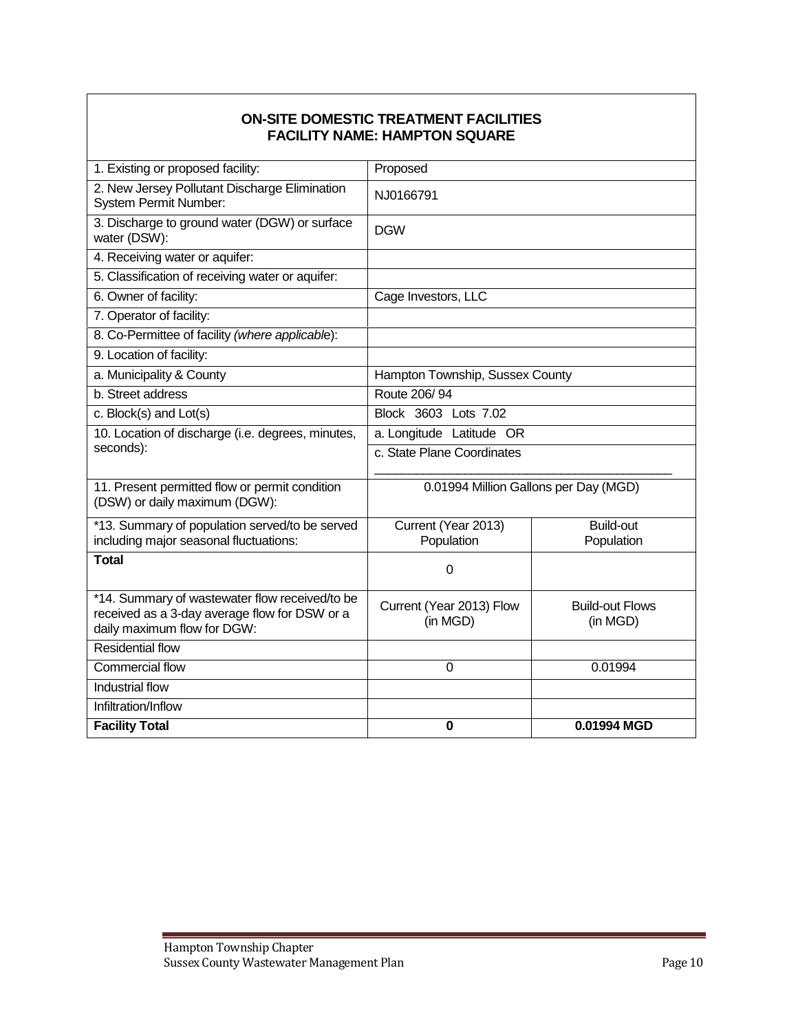**ON-SITE DOMESTIC TREATMENT FACILITIES**
**FACILITY NAME: HAMPTON SQUARE**

| | | |
|---|---|---|
| 1. Existing or proposed facility: | Proposed | |
| 2. New Jersey Pollutant Discharge Elimination System Permit Number: | NJ0166791 | |
| 3. Discharge to ground water (DGW) or surface water (DSW): | DGW | |
| 4. Receiving water or aquifer: | | |
| 5. Classification of receiving water or aquifer: | | |
| 6. Owner of facility: | Cage Investors, LLC | |
| 7. Operator of facility: | | |
| 8. Co-Permittee of facility *(where applicable*): | | |
| 9. Location of facility: | | |
| a. Municipality & County | Hampton Township, Sussex County | |
| b. Street address | Route 206/ 94 | |
| c. Block(s) and Lot(s) | Block 3603 Lots 7.02 | |
| 10. Location of discharge (i.e. degrees, minutes, seconds): | a. Longitude Latitude OR | |
| | c. State Plane Coordinates ___________________________ | |
| 11. Present permitted flow or permit condition (DSW) or daily maximum (DGW): | 0.01994 Million Gallons per Day (MGD) | |
| *13. Summary of population served/to be served including major seasonal fluctuations: | Current (Year 2013) Population | Build-out Population |
| **Total** | 0 | |
| *14. Summary of wastewater flow received/to be received as a 3-day average flow for DSW or a daily maximum flow for DGW: | Current (Year 2013) Flow (in MGD) | Build-out Flows (in MGD) |
| Residential flow | | |
| Commercial flow | 0 | 0.01994 |
| Industrial flow | | |
| Infiltration/Inflow | | |
| **Facility Total** | **0** | **0.01994 MGD** |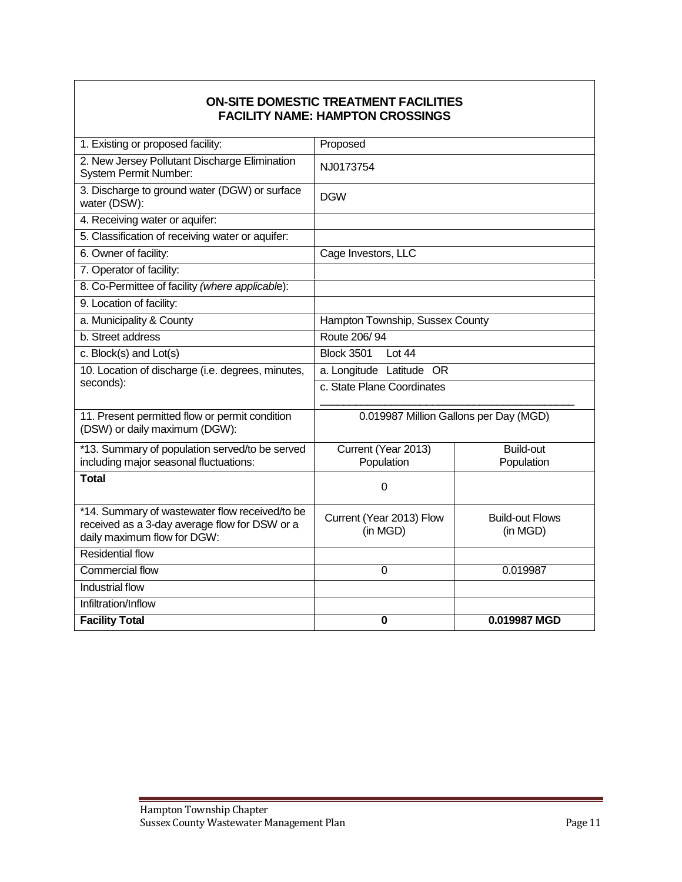## ON-SITE DOMESTIC TREATMENT FACILITIES
## FACILITY NAME: HAMPTON CROSSINGS

| | | |
|---|---|---|
| 1. Existing or proposed facility: | Proposed | |
| 2. New Jersey Pollutant Discharge Elimination System Permit Number: | NJ0173754 | |
| 3. Discharge to ground water (DGW) or surface water (DSW): | DGW | |
| 4. Receiving water or aquifer: | | |
| 5. Classification of receiving water or aquifer: | | |
| 6. Owner of facility: | Cage Investors, LLC | |
| 7. Operator of facility: | | |
| 8. Co-Permittee of facility *(where applicable)*: | | |
| 9. Location of facility: | | |
| a. Municipality & County | Hampton Township, Sussex County | |
| b. Street address | Route 206/ 94 | |
| c. Block(s) and Lot(s) | Block 3501 Lot 44 | |
| 10. Location of discharge (i.e. degrees, minutes, seconds): | a. Longitude Latitude OR | |
| | c. State Plane Coordinates ______________________________ | |
| 11. Present permitted flow or permit condition (DSW) or daily maximum (DGW): | 0.019987 Million Gallons per Day (MGD) | |
| *13. Summary of population served/to be served including major seasonal fluctuations: | Current (Year 2013) Population | Build-out Population |
| **Total** | 0 | |
| *14. Summary of wastewater flow received/to be received as a 3-day average flow for DSW or a daily maximum flow for DGW: | Current (Year 2013) Flow (in MGD) | Build-out Flows (in MGD) |
| Residential flow | | |
| Commercial flow | 0 | 0.019987 |
| Industrial flow | | |
| Infiltration/Inflow | | |
| **Facility Total** | **0** | **0.019987 MGD** |